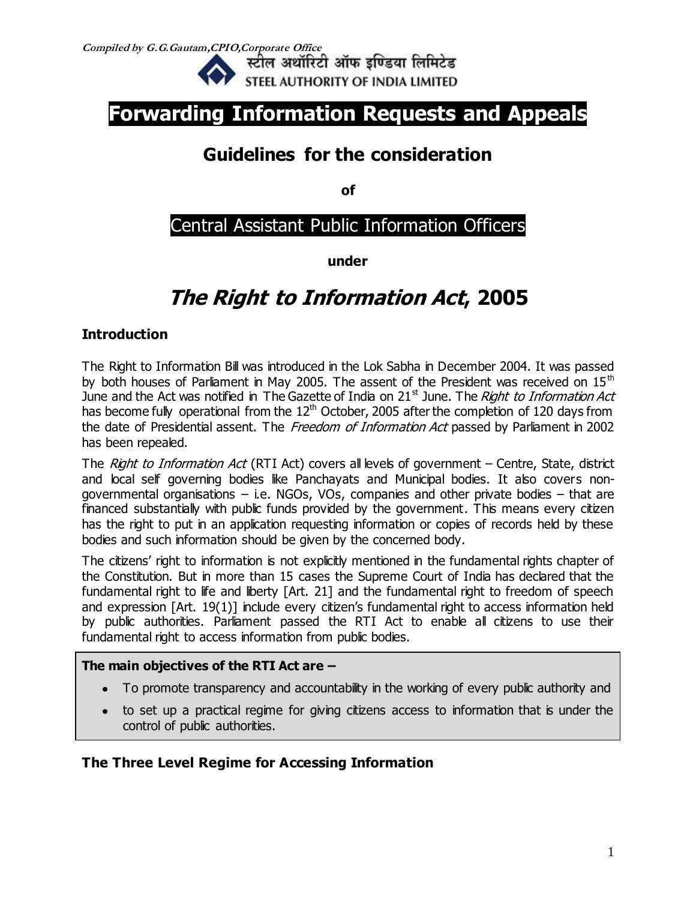*Compiled by G.G.Gautam,CPIO,Corporate Office*

स्टील अथॉरिटी ऑफ इण्डिया लिमिटेड
STEEL AUTHORITY OF INDIA LIMITED

# Forwarding Information Requests and Appeals

## Guidelines for the consideration

**of**

## Central Assistant Public Information Officers

**under**

# *The Right to Information Act*, 2005

### Introduction

The Right to Information Bill was introduced in the Lok Sabha in December 2004. It was passed by both houses of Parliament in May 2005. The assent of the President was received on 15th June and the Act was notified in The Gazette of India on 21st June. The *Right to Information Act* has become fully operational from the 12th October, 2005 after the completion of 120 days from the date of Presidential assent. The *Freedom of Information Act* passed by Parliament in 2002 has been repealed.

The *Right to Information Act* (RTI Act) covers all levels of government – Centre, State, district and local self governing bodies like Panchayats and Municipal bodies. It also covers non-governmental organisations – i.e. NGOs, VOs, companies and other private bodies – that are financed substantially with public funds provided by the government. This means every citizen has the right to put in an application requesting information or copies of records held by these bodies and such information should be given by the concerned body.

The citizens' right to information is not explicitly mentioned in the fundamental rights chapter of the Constitution. But in more than 15 cases the Supreme Court of India has declared that the fundamental right to life and liberty [Art. 21] and the fundamental right to freedom of speech and expression [Art. 19(1)] include every citizen's fundamental right to access information held by public authorities. Parliament passed the RTI Act to enable all citizens to use their fundamental right to access information from public bodies.

**The main objectives of the RTI Act are –**

- To promote transparency and accountability in the working of every public authority and
- to set up a practical regime for giving citizens access to information that is under the control of public authorities.

### The Three Level Regime for Accessing Information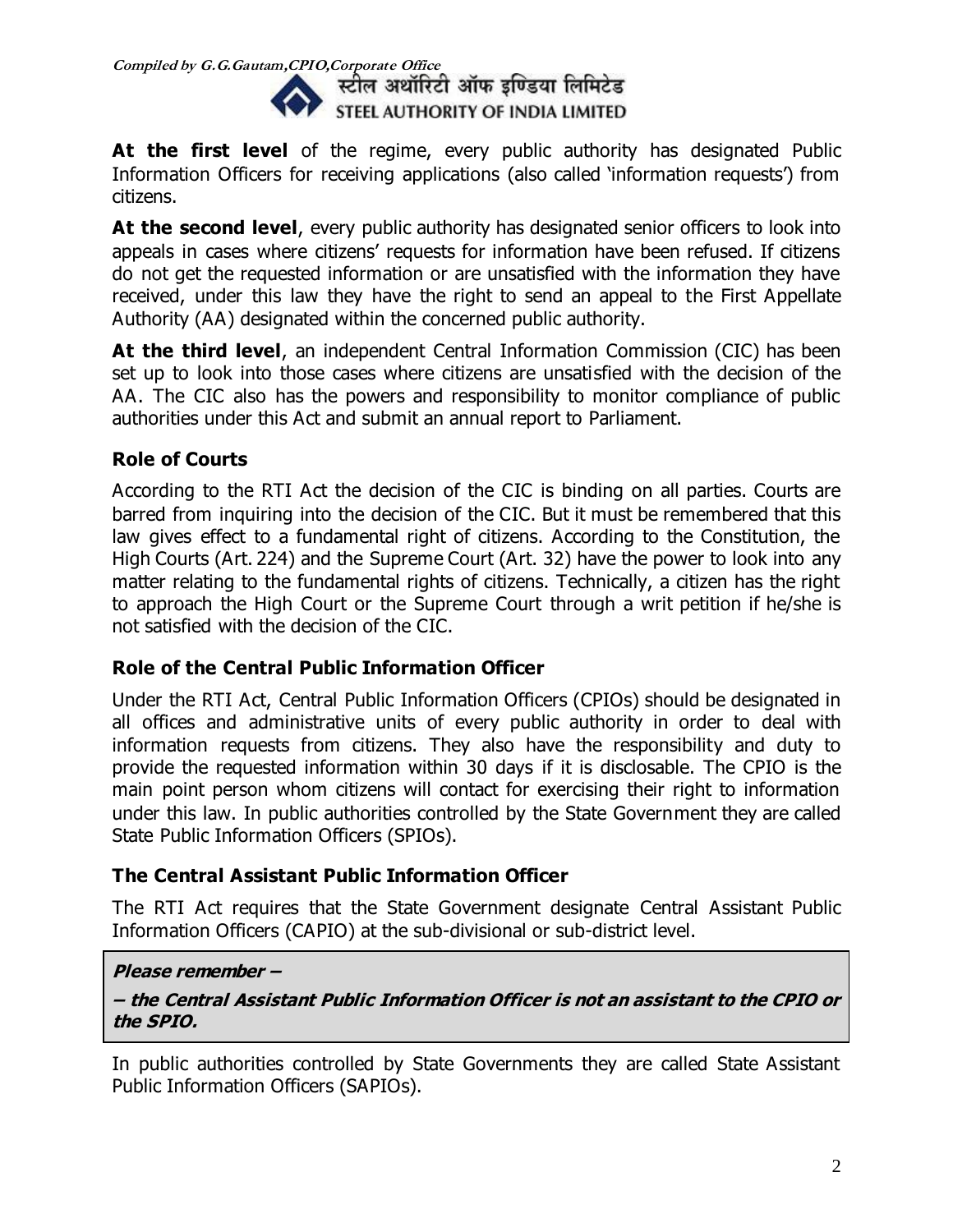**At the first level** of the regime, every public authority has designated Public Information Officers for receiving applications (also called 'information requests') from citizens.

**At the second level**, every public authority has designated senior officers to look into appeals in cases where citizens' requests for information have been refused. If citizens do not get the requested information or are unsatisfied with the information they have received, under this law they have the right to send an appeal to the First Appellate Authority (AA) designated within the concerned public authority.

**At the third level**, an independent Central Information Commission (CIC) has been set up to look into those cases where citizens are unsatisfied with the decision of the AA. The CIC also has the powers and responsibility to monitor compliance of public authorities under this Act and submit an annual report to Parliament.

### Role of Courts

According to the RTI Act the decision of the CIC is binding on all parties. Courts are barred from inquiring into the decision of the CIC. But it must be remembered that this law gives effect to a fundamental right of citizens. According to the Constitution, the High Courts (Art. 224) and the Supreme Court (Art. 32) have the power to look into any matter relating to the fundamental rights of citizens. Technically, a citizen has the right to approach the High Court or the Supreme Court through a writ petition if he/she is not satisfied with the decision of the CIC.

### Role of the Central Public Information Officer

Under the RTI Act, Central Public Information Officers (CPIOs) should be designated in all offices and administrative units of every public authority in order to deal with information requests from citizens. They also have the responsibility and duty to provide the requested information within 30 days if it is disclosable. The CPIO is the main point person whom citizens will contact for exercising their right to information under this law. In public authorities controlled by the State Government they are called State Public Information Officers (SPIOs).

### The Central Assistant Public Information Officer

The RTI Act requires that the State Government designate Central Assistant Public Information Officers (CAPIO) at the sub-divisional or sub-district level.

> ***Please remember –***
>
> ***– the Central Assistant Public Information Officer is not an assistant to the CPIO or the SPIO.***

In public authorities controlled by State Governments they are called State Assistant Public Information Officers (SAPIOs).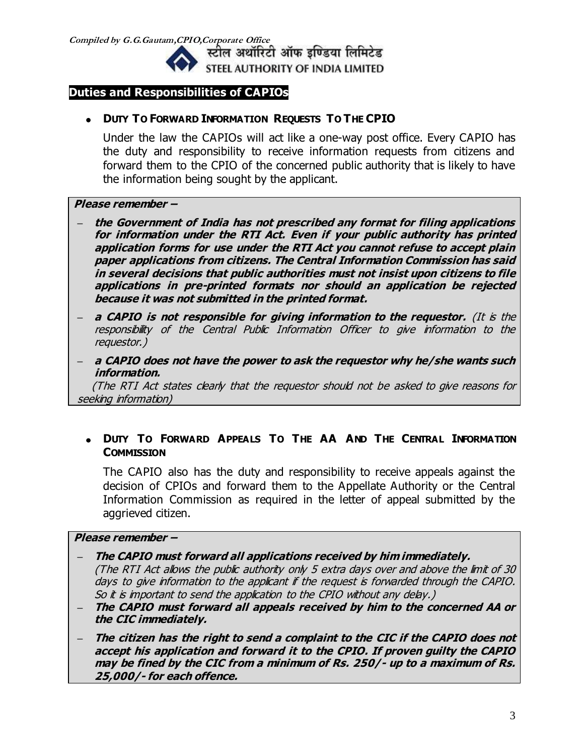## Duties and Responsibilities of CAPIOs

- **DUTY TO FORWARD INFORMATION REQUESTS TO THE CPIO**

  Under the law the CAPIOs will act like a one-way post office. Every CAPIO has the duty and responsibility to receive information requests from citizens and forward them to the CPIO of the concerned public authority that is likely to have the information being sought by the applicant.

> ***Please remember –***
>
> – ***the Government of India has not prescribed any format for filing applications for information under the RTI Act. Even if your public authority has printed application forms for use under the RTI Act you cannot refuse to accept plain paper applications from citizens. The Central Information Commission has said in several decisions that public authorities must not insist upon citizens to file applications in pre-printed formats nor should an application be rejected because it was not submitted in the printed format.***
>
> – ***a CAPIO is not responsible for giving information to the requestor.*** *(It is the responsibility of the Central Public Information Officer to give information to the requestor.)*
>
> – ***a CAPIO does not have the power to ask the requestor why he/she wants such information.***
>
> *(The RTI Act states clearly that the requestor should not be asked to give reasons for seeking information)*

- **DUTY TO FORWARD APPEALS TO THE AA AND THE CENTRAL INFORMATION COMMISSION**

  The CAPIO also has the duty and responsibility to receive appeals against the decision of CPIOs and forward them to the Appellate Authority or the Central Information Commission as required in the letter of appeal submitted by the aggrieved citizen.

> ***Please remember –***
>
> – ***The CAPIO must forward all applications received by him immediately.*** *(The RTI Act allows the public authority only 5 extra days over and above the limit of 30 days to give information to the applicant if the request is forwarded through the CAPIO. So it is important to send the application to the CPIO without any delay.)*
>
> – ***The CAPIO must forward all appeals received by him to the concerned AA or the CIC immediately.***
>
> – ***The citizen has the right to send a complaint to the CIC if the CAPIO does not accept his application and forward it to the CPIO. If proven guilty the CAPIO may be fined by the CIC from a minimum of Rs. 250/- up to a maximum of Rs. 25,000/- for each offence.***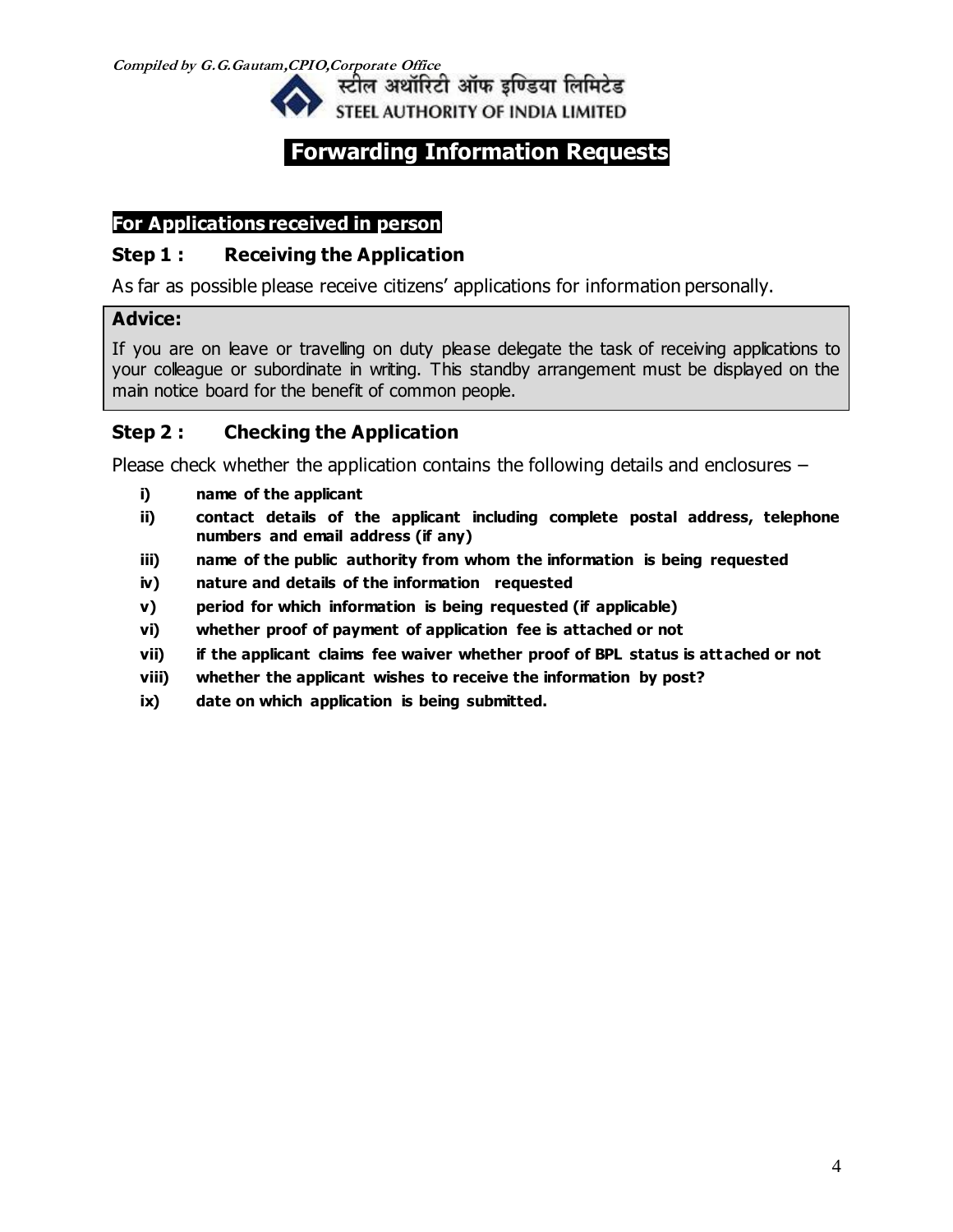# Forwarding Information Requests

## For Applications received in person

### Step 1 : Receiving the Application

As far as possible please receive citizens' applications for information personally.

**Advice:**

If you are on leave or travelling on duty please delegate the task of receiving applications to your colleague or subordinate in writing. This standby arrangement must be displayed on the main notice board for the benefit of common people.

### Step 2 : Checking the Application

Please check whether the application contains the following details and enclosures –

- **i) name of the applicant**
- **ii) contact details of the applicant including complete postal address, telephone numbers and email address (if any)**
- **iii) name of the public authority from whom the information is being requested**
- **iv) nature and details of the information requested**
- **v) period for which information is being requested (if applicable)**
- **vi) whether proof of payment of application fee is attached or not**
- **vii) if the applicant claims fee waiver whether proof of BPL status is attached or not**
- **viii) whether the applicant wishes to receive the information by post?**
- **ix) date on which application is being submitted.**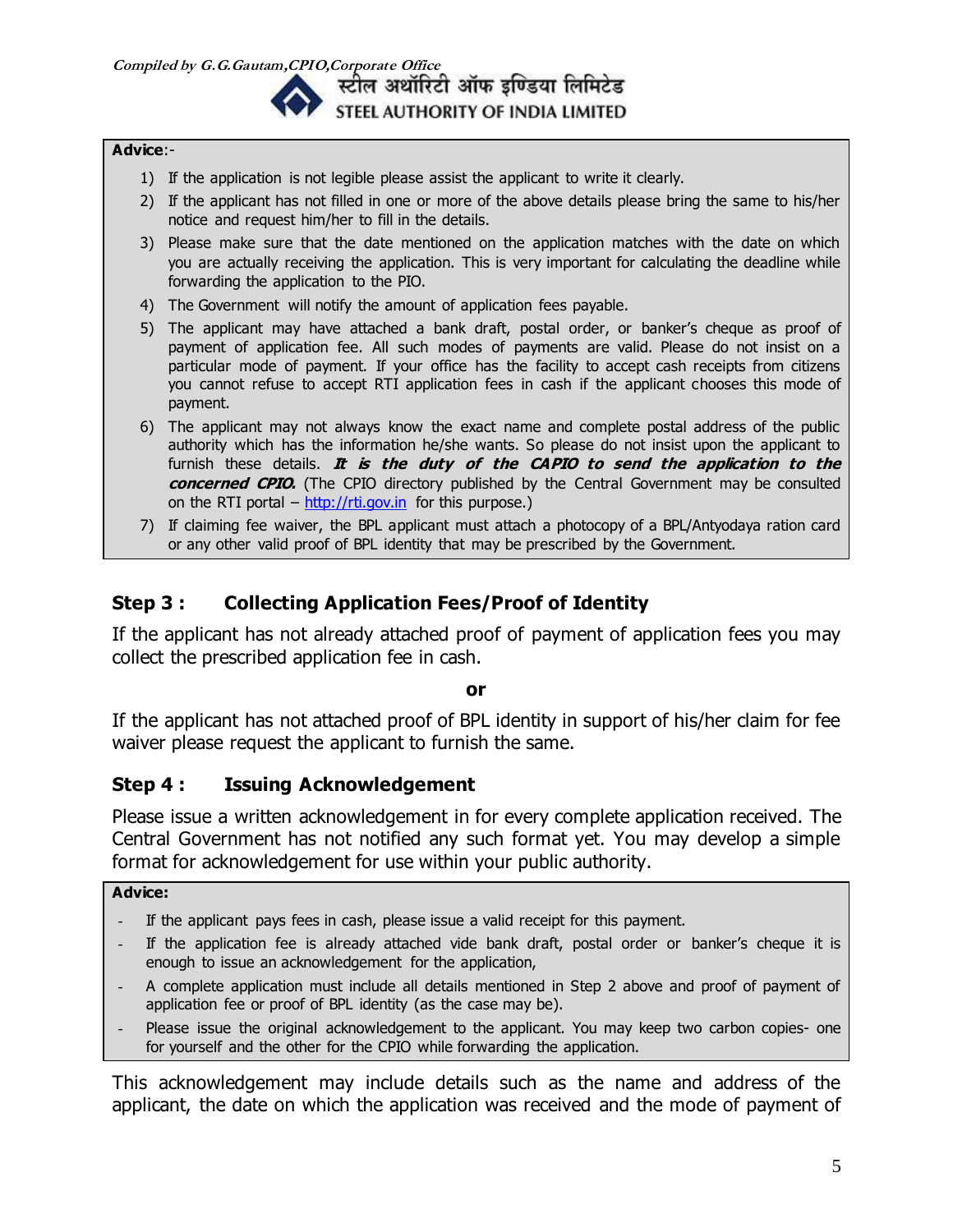**Advice**:-

1) If the application is not legible please assist the applicant to write it clearly.
2) If the applicant has not filled in one or more of the above details please bring the same to his/her notice and request him/her to fill in the details.
3) Please make sure that the date mentioned on the application matches with the date on which you are actually receiving the application. This is very important for calculating the deadline while forwarding the application to the PIO.
4) The Government will notify the amount of application fees payable.
5) The applicant may have attached a bank draft, postal order, or banker's cheque as proof of payment of application fee. All such modes of payments are valid. Please do not insist on a particular mode of payment. If your office has the facility to accept cash receipts from citizens you cannot refuse to accept RTI application fees in cash if the applicant chooses this mode of payment.
6) The applicant may not always know the exact name and complete postal address of the public authority which has the information he/she wants. So please do not insist upon the applicant to furnish these details. ***It is the duty of the CAPIO to send the application to the concerned CPIO.*** (The CPIO directory published by the Central Government may be consulted on the RTI portal – http://rti.gov.in for this purpose.)
7) If claiming fee waiver, the BPL applicant must attach a photocopy of a BPL/Antyodaya ration card or any other valid proof of BPL identity that may be prescribed by the Government.

## Step 3 : Collecting Application Fees/Proof of Identity

If the applicant has not already attached proof of payment of application fees you may collect the prescribed application fee in cash.

**or**

If the applicant has not attached proof of BPL identity in support of his/her claim for fee waiver please request the applicant to furnish the same.

## Step 4 : Issuing Acknowledgement

Please issue a written acknowledgement in for every complete application received. The Central Government has not notified any such format yet. You may develop a simple format for acknowledgement for use within your public authority.

**Advice:**

- If the applicant pays fees in cash, please issue a valid receipt for this payment.
- If the application fee is already attached vide bank draft, postal order or banker's cheque it is enough to issue an acknowledgement for the application,
- A complete application must include all details mentioned in Step 2 above and proof of payment of application fee or proof of BPL identity (as the case may be).
- Please issue the original acknowledgement to the applicant. You may keep two carbon copies- one for yourself and the other for the CPIO while forwarding the application.

This acknowledgement may include details such as the name and address of the applicant, the date on which the application was received and the mode of payment of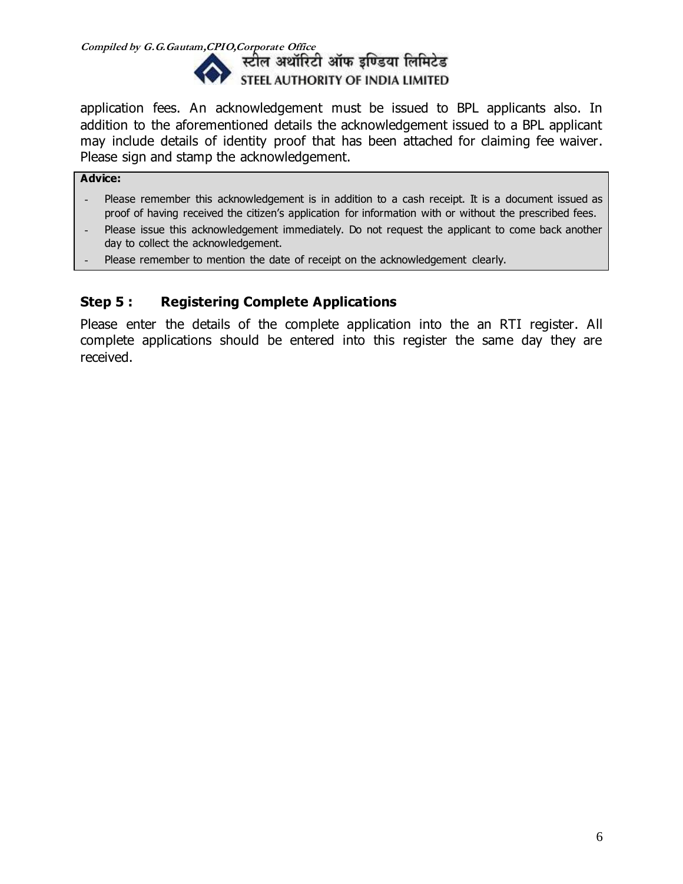application fees. An acknowledgement must be issued to BPL applicants also. In addition to the aforementioned details the acknowledgement issued to a BPL applicant may include details of identity proof that has been attached for claiming fee waiver. Please sign and stamp the acknowledgement.

**Advice:**

- Please remember this acknowledgement is in addition to a cash receipt. It is a document issued as proof of having received the citizen's application for information with or without the prescribed fees.
- Please issue this acknowledgement immediately. Do not request the applicant to come back another day to collect the acknowledgement.
- Please remember to mention the date of receipt on the acknowledgement clearly.

## Step 5 : Registering Complete Applications

Please enter the details of the complete application into the an RTI register. All complete applications should be entered into this register the same day they are received.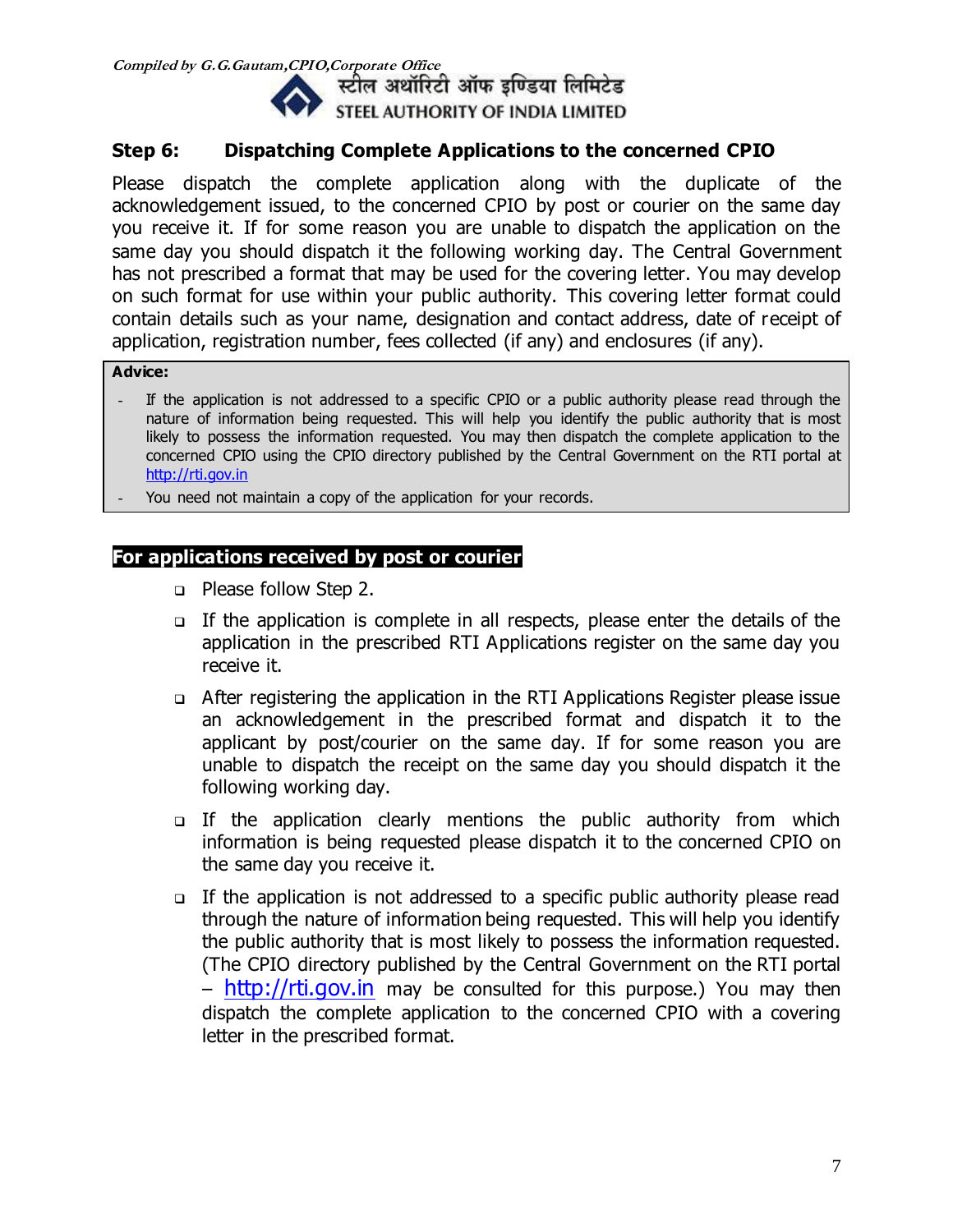## Step 6: Dispatching Complete Applications to the concerned CPIO

Please dispatch the complete application along with the duplicate of the acknowledgement issued, to the concerned CPIO by post or courier on the same day you receive it. If for some reason you are unable to dispatch the application on the same day you should dispatch it the following working day. The Central Government has not prescribed a format that may be used for the covering letter. You may develop on such format for use within your public authority. This covering letter format could contain details such as your name, designation and contact address, date of receipt of application, registration number, fees collected (if any) and enclosures (if any).

**Advice:**

- If the application is not addressed to a specific CPIO or a public authority please read through the nature of information being requested. This will help you identify the public authority that is most likely to possess the information requested. You may then dispatch the complete application to the concerned CPIO using the CPIO directory published by the Central Government on the RTI portal at http://rti.gov.in
- You need not maintain a copy of the application for your records.

### For applications received by post or courier

- Please follow Step 2.
- If the application is complete in all respects, please enter the details of the application in the prescribed RTI Applications register on the same day you receive it.
- After registering the application in the RTI Applications Register please issue an acknowledgement in the prescribed format and dispatch it to the applicant by post/courier on the same day. If for some reason you are unable to dispatch the receipt on the same day you should dispatch it the following working day.
- If the application clearly mentions the public authority from which information is being requested please dispatch it to the concerned CPIO on the same day you receive it.
- If the application is not addressed to a specific public authority please read through the nature of information being requested. This will help you identify the public authority that is most likely to possess the information requested. (The CPIO directory published by the Central Government on the RTI portal – http://rti.gov.in may be consulted for this purpose.) You may then dispatch the complete application to the concerned CPIO with a covering letter in the prescribed format.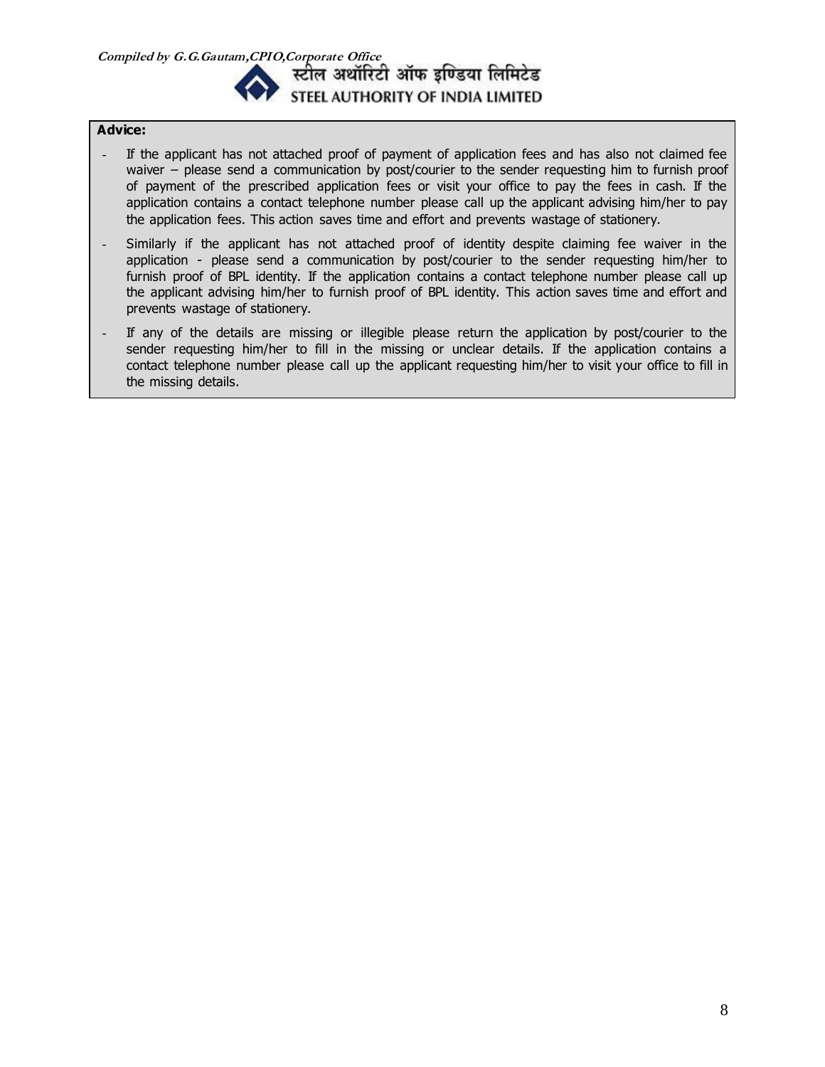**Advice:**

- If the applicant has not attached proof of payment of application fees and has also not claimed fee waiver – please send a communication by post/courier to the sender requesting him to furnish proof of payment of the prescribed application fees or visit your office to pay the fees in cash. If the application contains a contact telephone number please call up the applicant advising him/her to pay the application fees. This action saves time and effort and prevents wastage of stationery.
- Similarly if the applicant has not attached proof of identity despite claiming fee waiver in the application - please send a communication by post/courier to the sender requesting him/her to furnish proof of BPL identity. If the application contains a contact telephone number please call up the applicant advising him/her to furnish proof of BPL identity. This action saves time and effort and prevents wastage of stationery.
- If any of the details are missing or illegible please return the application by post/courier to the sender requesting him/her to fill in the missing or unclear details. If the application contains a contact telephone number please call up the applicant requesting him/her to visit your office to fill in the missing details.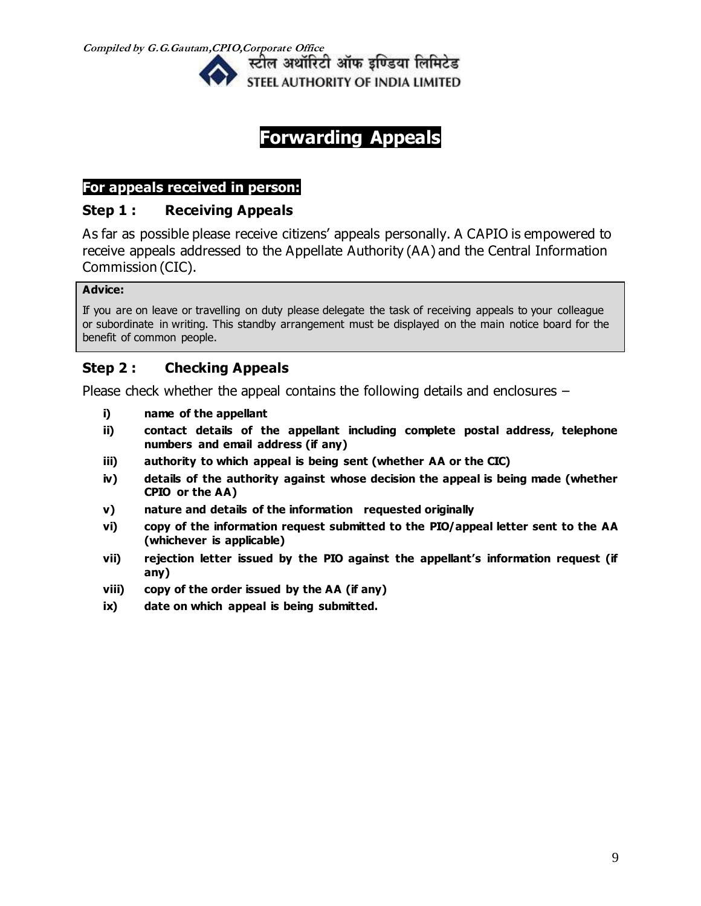# Forwarding Appeals

**For appeals received in person:**

### Step 1 : Receiving Appeals

As far as possible please receive citizens' appeals personally. A CAPIO is empowered to receive appeals addressed to the Appellate Authority (AA) and the Central Information Commission (CIC).

> **Advice:**
>
> If you are on leave or travelling on duty please delegate the task of receiving appeals to your colleague or subordinate in writing. This standby arrangement must be displayed on the main notice board for the benefit of common people.

### Step 2 : Checking Appeals

Please check whether the appeal contains the following details and enclosures –

- **i) name of the appellant**
- **ii) contact details of the appellant including complete postal address, telephone numbers and email address (if any)**
- **iii) authority to which appeal is being sent (whether AA or the CIC)**
- **iv) details of the authority against whose decision the appeal is being made (whether CPIO or the AA)**
- **v) nature and details of the information requested originally**
- **vi) copy of the information request submitted to the PIO/appeal letter sent to the AA (whichever is applicable)**
- **vii) rejection letter issued by the PIO against the appellant's information request (if any)**
- **viii) copy of the order issued by the AA (if any)**
- **ix) date on which appeal is being submitted.**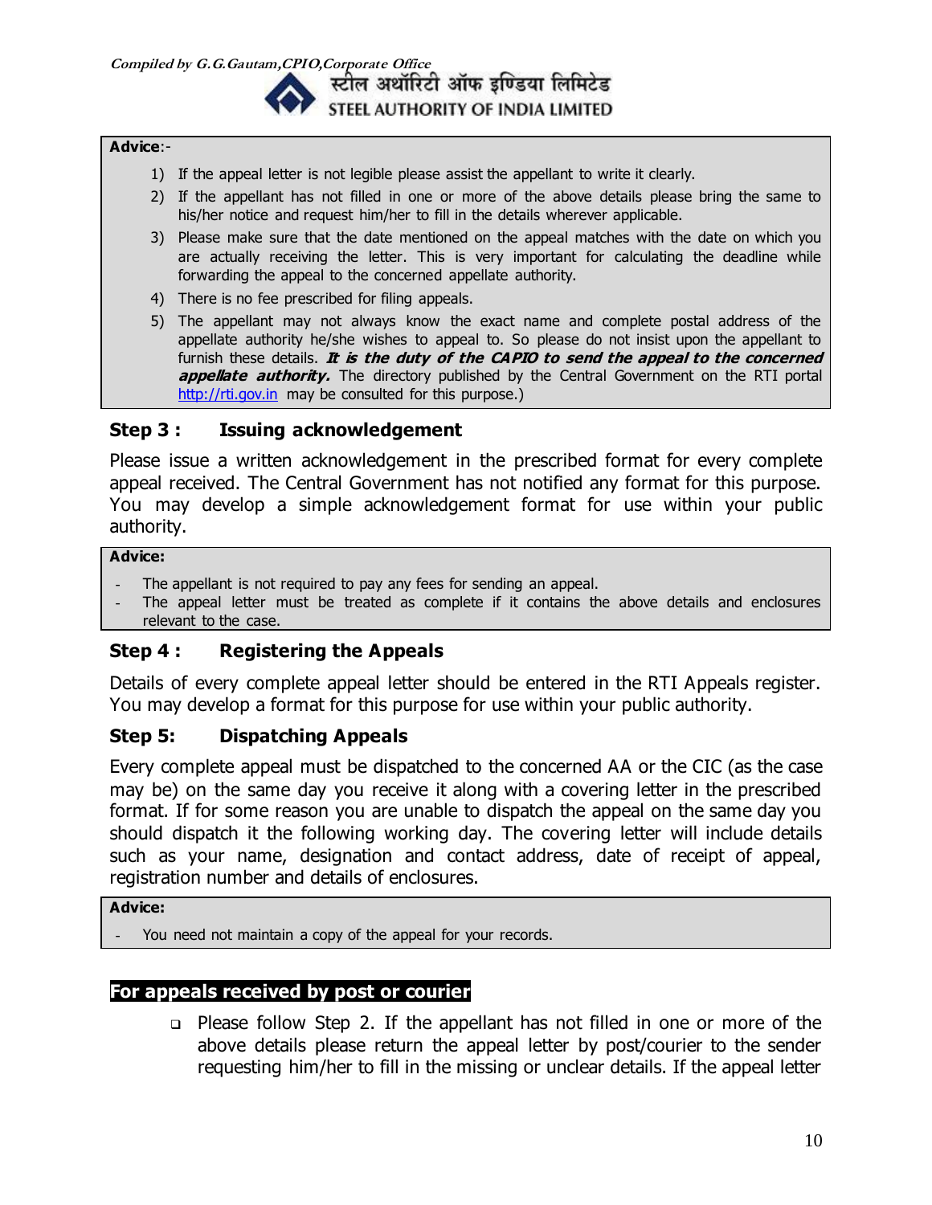**Advice**:-

1) If the appeal letter is not legible please assist the appellant to write it clearly.
2) If the appellant has not filled in one or more of the above details please bring the same to his/her notice and request him/her to fill in the details wherever applicable.
3) Please make sure that the date mentioned on the appeal matches with the date on which you are actually receiving the letter. This is very important for calculating the deadline while forwarding the appeal to the concerned appellate authority.
4) There is no fee prescribed for filing appeals.
5) The appellant may not always know the exact name and complete postal address of the appellate authority he/she wishes to appeal to. So please do not insist upon the appellant to furnish these details. ***It is the duty of the CAPIO to send the appeal to the concerned appellate authority.*** The directory published by the Central Government on the RTI portal http://rti.gov.in may be consulted for this purpose.)

### Step 3 : Issuing acknowledgement

Please issue a written acknowledgement in the prescribed format for every complete appeal received. The Central Government has not notified any format for this purpose. You may develop a simple acknowledgement format for use within your public authority.

**Advice:**

- The appellant is not required to pay any fees for sending an appeal.
- The appeal letter must be treated as complete if it contains the above details and enclosures relevant to the case.

### Step 4 : Registering the Appeals

Details of every complete appeal letter should be entered in the RTI Appeals register. You may develop a format for this purpose for use within your public authority.

### Step 5: Dispatching Appeals

Every complete appeal must be dispatched to the concerned AA or the CIC (as the case may be) on the same day you receive it along with a covering letter in the prescribed format. If for some reason you are unable to dispatch the appeal on the same day you should dispatch it the following working day. The covering letter will include details such as your name, designation and contact address, date of receipt of appeal, registration number and details of enclosures.

**Advice:**

- You need not maintain a copy of the appeal for your records.

**For appeals received by post or courier**

- Please follow Step 2. If the appellant has not filled in one or more of the above details please return the appeal letter by post/courier to the sender requesting him/her to fill in the missing or unclear details. If the appeal letter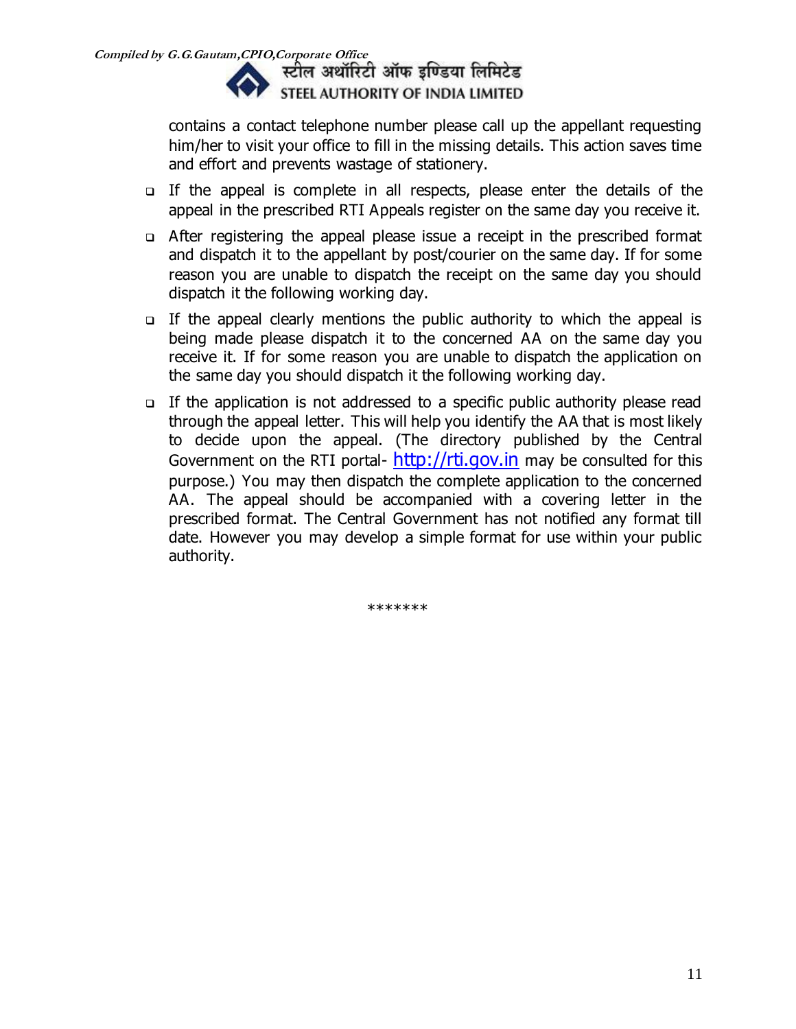contains a contact telephone number please call up the appellant requesting him/her to visit your office to fill in the missing details. This action saves time and effort and prevents wastage of stationery.

- If the appeal is complete in all respects, please enter the details of the appeal in the prescribed RTI Appeals register on the same day you receive it.
- After registering the appeal please issue a receipt in the prescribed format and dispatch it to the appellant by post/courier on the same day. If for some reason you are unable to dispatch the receipt on the same day you should dispatch it the following working day.
- If the appeal clearly mentions the public authority to which the appeal is being made please dispatch it to the concerned AA on the same day you receive it. If for some reason you are unable to dispatch the application on the same day you should dispatch it the following working day.
- If the application is not addressed to a specific public authority please read through the appeal letter. This will help you identify the AA that is most likely to decide upon the appeal. (The directory published by the Central Government on the RTI portal- http://rti.gov.in may be consulted for this purpose.) You may then dispatch the complete application to the concerned AA. The appeal should be accompanied with a covering letter in the prescribed format. The Central Government has not notified any format till date. However you may develop a simple format for use within your public authority.

*******